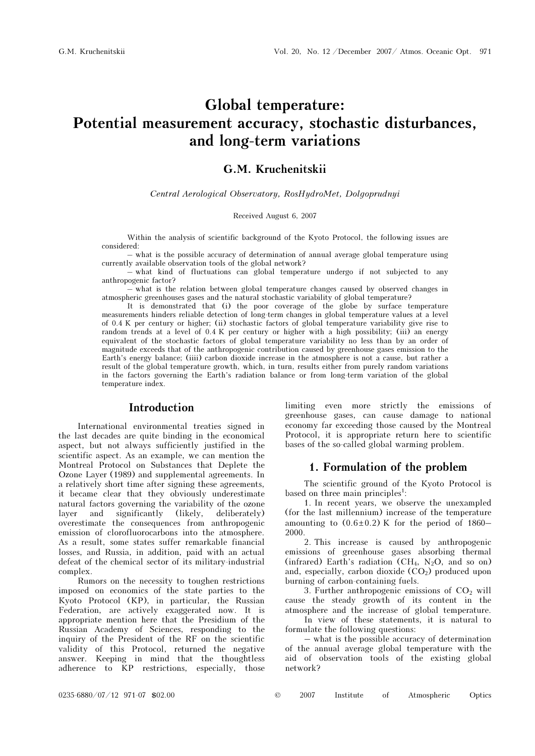# Global temperature: Potential measurement accuracy, stochastic disturbances, and long-term variations

## G.M. Kruchenitskii

*Central Aerological Observatory, RosHydroMet, Dolgoprudnyi*

Received August 6, 2007

Within the analysis of scientific background of the Kyoto Protocol, the following issues are considered:

– what is the possible accuracy of determination of annual average global temperature using currently available observation tools of the global network?

– what kind of fluctuations can global temperature undergo if not subjected to any anthropogenic factor?

– what is the relation between global temperature changes caused by observed changes in atmospheric greenhouses gases and the natural stochastic variability of global temperature?

It is demonstrated that (i) the poor coverage of the globe by surface temperature measurements hinders reliable detection of long-term changes in global temperature values at a level of 0.4 K per century or higher; (ii) stochastic factors of global temperature variability give rise to random trends at a level of 0.4 K per century or higher with a high possibility; (iii) an energy equivalent of the stochastic factors of global temperature variability no less than by an order of magnitude exceeds that of the anthropogenic contribution caused by greenhouse gases emission to the Earth's energy balance; (iiii) carbon dioxide increase in the atmosphere is not a cause, but rather a result of the global temperature growth, which, in turn, results either from purely random variations in the factors governing the Earth's radiation balance or from long-term variation of the global temperature index.

## Introduction

International environmental treaties signed in the last decades are quite binding in the economical aspect, but not always sufficiently justified in the scientific aspect. As an example, we can mention the Montreal Protocol on Substances that Deplete the Ozone Layer (1989) and supplemental agreements. In a relatively short time after signing these agreements, it became clear that they obviously underestimate natural factors governing the variability of the ozone layer and significantly (likely, deliberately) overestimate the consequences from anthropogenic emission of clorofluorocarbons into the atmosphere. As a result, some states suffer remarkable financial losses, and Russia, in addition, paid with an actual defeat of the chemical sector of its military-industrial complex.

Rumors on the necessity to toughen restrictions imposed on economics of the state parties to the Kyoto Protocol (KP), in particular, the Russian Federation, are actively exaggerated now. It is appropriate mention here that the Presidium of the Russian Academy of Sciences, responding to the inquiry of the President of the RF on the scientific validity of this Protocol, returned the negative answer. Keeping in mind that the thoughtless adherence to KP restrictions, especially, those limiting even more strictly the emissions of greenhouse gases, can cause damage to national economy far exceeding those caused by the Montreal Protocol, it is appropriate return here to scientific bases of the so-called global warming problem.

## 1. Formulation of the problem

The scientific ground of the Kyoto Protocol is based on three main principles[1]:

1. In recent years, we observe the unexampled (for the last millennium) increase of the temperature amounting to $(0.6 \pm 0.2)$ K for the period of 1860–2000.

2. This increase is caused by anthropogenic emissions of greenhouse gases absorbing thermal (infrared) Earth's radiation ($CH_4$, $N_2O$, and so on) and, especially, carbon dioxide ($CO_2$) produced upon burning of carbon-containing fuels.

3. Further anthropogenic emissions of $CO_2$ will cause the steady growth of its content in the atmosphere and the increase of global temperature.

In view of these statements, it is natural to formulate the following questions:

– what is the possible accuracy of determination of the annual average global temperature with the aid of observation tools of the existing global network?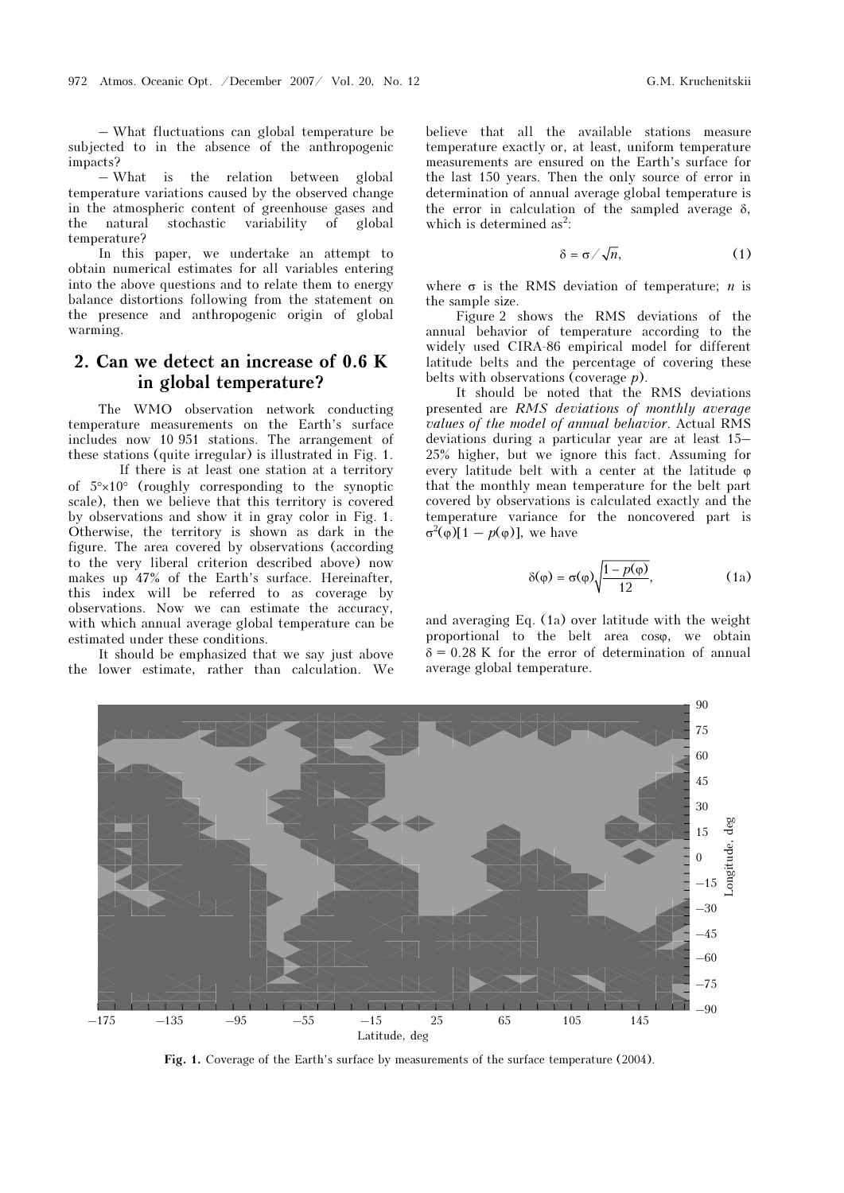– What fluctuations can global temperature be subjected to in the absence of the anthropogenic impacts?

– What is the relation between global temperature variations caused by the observed change in the atmospheric content of greenhouse gases and the natural stochastic variability of global temperature?

In this paper, we undertake an attempt to obtain numerical estimates for all variables entering into the above questions and to relate them to energy balance distortions following from the statement on the presence and anthropogenic origin of global warming.

## 2. Can we detect an increase of 0.6 K in global temperature?

The WMO observation network conducting temperature measurements on the Earth's surface includes now 10 951 stations. The arrangement of these stations (quite irregular) is illustrated in Fig. 1.

If there is at least one station at a territory of 5°×10° (roughly corresponding to the synoptic scale), then we believe that this territory is covered by observations and show it in gray color in Fig. 1. Otherwise, the territory is shown as dark in the figure. The area covered by observations (according to the very liberal criterion described above) now makes up 47% of the Earth's surface. Hereinafter, this index will be referred to as coverage by observations. Now we can estimate the accuracy, with which annual average global temperature can be estimated under these conditions.

It should be emphasized that we say just above the lower estimate, rather than calculation. We believe that all the available stations measure temperature exactly or, at least, uniform temperature measurements are ensured on the Earth's surface for the last 150 years. Then the only source of error in determination of annual average global temperature is the error in calculation of the sampled average $\delta$, which is determined as[2]:

$$\delta = \sigma / \sqrt{n}, \tag{1}$$

where $\sigma$ is the RMS deviation of temperature; $n$ is the sample size.

Figure 2 shows the RMS deviations of the annual behavior of temperature according to the widely used CIRA-86 empirical model for different latitude belts and the percentage of covering these belts with observations (coverage $p$).

It should be noted that the RMS deviations presented are *RMS deviations of monthly average values of the model of annual behavior*. Actual RMS deviations during a particular year are at least 15–25% higher, but we ignore this fact. Assuming for every latitude belt with a center at the latitude $\varphi$ that the monthly mean temperature for the belt part covered by observations is calculated exactly and the temperature variance for the noncovered part is $\sigma^2(\varphi)[1 - p(\varphi)]$, we have

$$\delta(\varphi) = \sigma(\varphi)\sqrt{\frac{1 - p(\varphi)}{12}}, \tag{1a}$$

and averaging Eq. (1a) over latitude with the weight proportional to the belt area $\cos\varphi$, we obtain $\delta = 0.28$ K for the error of determination of annual average global temperature.

**Fig. 1.** Coverage of the Earth's surface by measurements of the surface temperature (2004).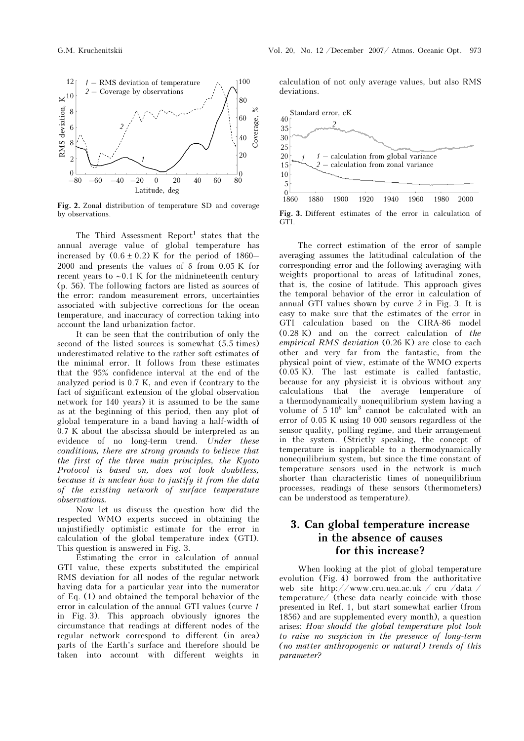Fig. 2. Zonal distribution of temperature SD and coverage by observations.

The Third Assessment Report[1] states that the annual average value of global temperature has increased by $(0.6 \pm 0.2)$ K for the period of 1860–2000 and presents the values of δ from 0.05 K for recent years to ~0.1 K for the midnineteenth century (p. 56). The following factors are listed as sources of the error: random measurement errors, uncertainties associated with subjective corrections for the ocean temperature, and inaccuracy of correction taking into account the land urbanization factor.

It can be seen that the contribution of only the second of the listed sources is somewhat (5.5 times) underestimated relative to the rather soft estimates of the minimal error. It follows from these estimates that the 95% confidence interval at the end of the analyzed period is 0.7 K, and even if (contrary to the fact of significant extension of the global observation network for 140 years) it is assumed to be the same as at the beginning of this period, then any plot of global temperature in a band having a half-width of 0.7 K about the abscissa should be interpreted as an evidence of no long-term trend. *Under these conditions, there are strong grounds to believe that the first of the three main principles, the Kyoto Protocol is based on, does not look doubtless, because it is unclear how to justify it from the data of the existing network of surface temperature observations.*

Now let us discuss the question how did the respected WMO experts succeed in obtaining the unjustifiedly optimistic estimate for the error in calculation of the global temperature index (GTI). This question is answered in Fig. 3.

Estimating the error in calculation of annual GTI value, these experts substituted the empirical RMS deviation for all nodes of the regular network having data for a particular year into the numerator of Eq. (1) and obtained the temporal behavior of the error in calculation of the annual GTI values (curve *1* in Fig. 3). This approach obviously ignores the circumstance that readings at different nodes of the regular network correspond to different (in area) parts of the Earth's surface and therefore should be taken into account with different weights in calculation of not only average values, but also RMS deviations.

Fig. 3. Different estimates of the error in calculation of GTI.

The correct estimation of the error of sample averaging assumes the latitudinal calculation of the corresponding error and the following averaging with weights proportional to areas of latitudinal zones, that is, the cosine of latitude. This approach gives the temporal behavior of the error in calculation of annual GTI values shown by curve *2* in Fig. 3. It is easy to make sure that the estimates of the error in GTI calculation based on the CIRA-86 model (0.28 K) and on the correct calculation of *the empirical RMS deviation* (0.26 K) are close to each other and very far from the fantastic, from the physical point of view, estimate of the WMO experts (0.05 K). The last estimate is called fantastic, because for any physicist it is obvious without any calculations that the average temperature of a thermodynamically nonequilibrium system having a volume of $5 \cdot 10^6$ km$^3$ cannot be calculated with an error of 0.05 K using 10 000 sensors regardless of the sensor quality, polling regime, and their arrangement in the system. (Strictly speaking, the concept of temperature is inapplicable to a thermodynamically nonequilibrium system, but since the time constant of temperature sensors used in the network is much shorter than characteristic times of nonequilibrium processes, readings of these sensors (thermometers) can be understood as temperature).

## 3. Can global temperature increase in the absence of causes for this increase?

When looking at the plot of global temperature evolution (Fig. 4) borrowed from the authoritative web site http://www.cru.uea.ac.uk / cru /data / temperature/ (these data nearly coincide with those presented in Ref. 1, but start somewhat earlier (from 1856) and are supplemented every month), a question arises: *How should the global temperature plot look to raise no suspicion in the presence of long-term (no matter anthropogenic or natural) trends of this parameter?*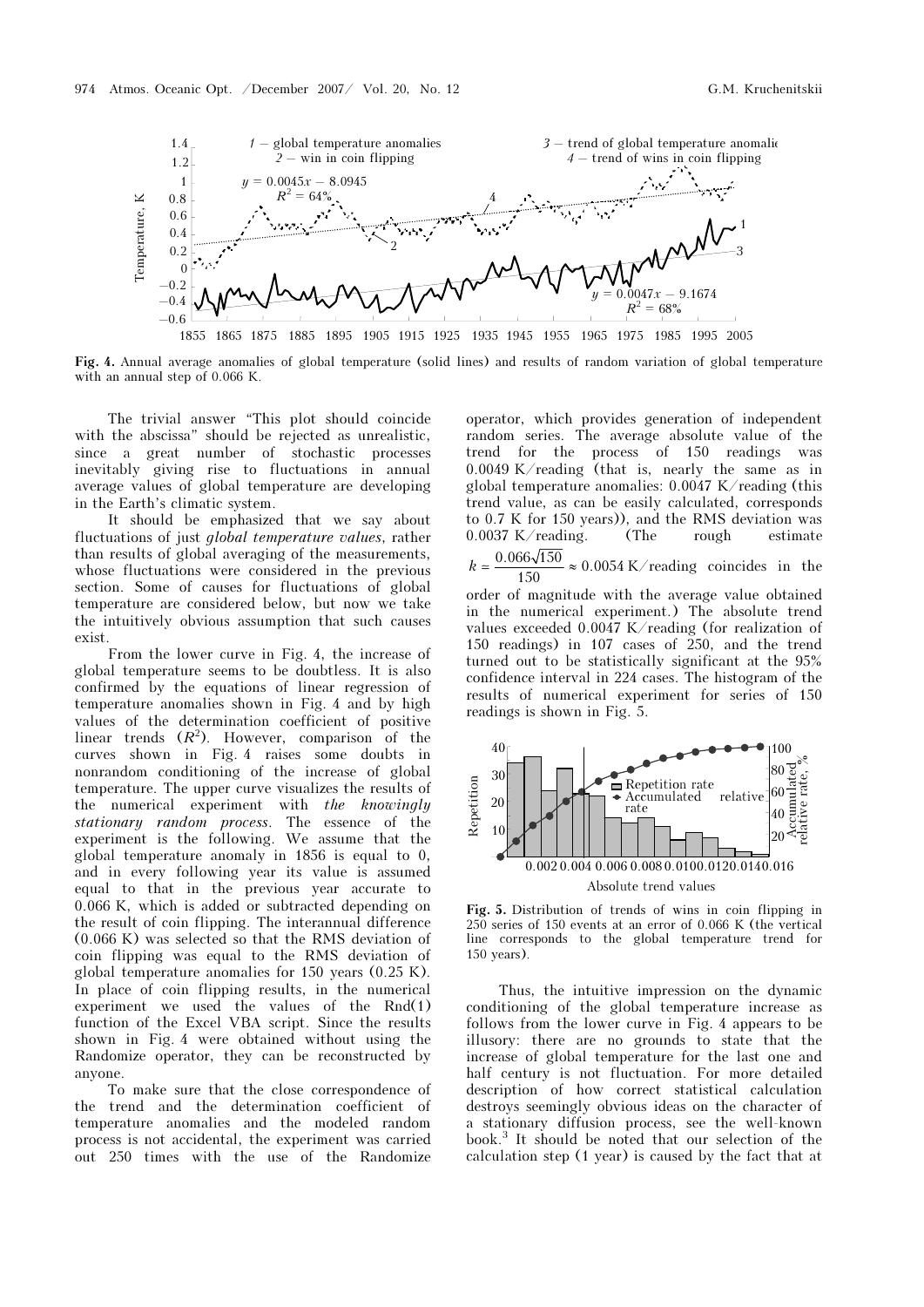Fig. 4. Annual average anomalies of global temperature (solid lines) and results of random variation of global temperature with an annual step of 0.066 K.

The trivial answer "This plot should coincide with the abscissa" should be rejected as unrealistic, since a great number of stochastic processes inevitably giving rise to fluctuations in annual average values of global temperature are developing in the Earth's climatic system.

It should be emphasized that we say about fluctuations of just *global temperature values*, rather than results of global averaging of the measurements, whose fluctuations were considered in the previous section. Some of causes for fluctuations of global temperature are considered below, but now we take the intuitively obvious assumption that such causes exist.

From the lower curve in Fig. 4, the increase of global temperature seems to be doubtless. It is also confirmed by the equations of linear regression of temperature anomalies shown in Fig. 4 and by high values of the determination coefficient of positive linear trends ($R^2$). However, comparison of the curves shown in Fig. 4 raises some doubts in nonrandom conditioning of the increase of global temperature. The upper curve visualizes the results of the numerical experiment with *the knowingly stationary random process*. The essence of the experiment is the following. We assume that the global temperature anomaly in 1856 is equal to 0, and in every following year its value is assumed equal to that in the previous year accurate to 0.066 K, which is added or subtracted depending on the result of coin flipping. The interannual difference (0.066 K) was selected so that the RMS deviation of coin flipping was equal to the RMS deviation of global temperature anomalies for 150 years (0.25 K). In place of coin flipping results, in the numerical experiment we used the values of the Rnd(1) function of the Excel VBA script. Since the results shown in Fig. 4 were obtained without using the Randomize operator, they can be reconstructed by anyone.

To make sure that the close correspondence of the trend and the determination coefficient of temperature anomalies and the modeled random process is not accidental, the experiment was carried out 250 times with the use of the Randomize operator, which provides generation of independent random series. The average absolute value of the trend for the process of 150 readings was 0.0049 K/reading (that is, nearly the same as in global temperature anomalies: 0.0047 K/reading (this trend value, as can be easily calculated, corresponds to 0.7 K for 150 years)), and the RMS deviation was 0.0037 K/reading. (The rough estimate $k = \frac{0.066\sqrt{150}}{150} \approx 0.0054$ K/reading coincides in the order of magnitude with the average value obtained in the numerical experiment.) The absolute trend values exceeded 0.0047 K/reading (for realization of 150 readings) in 107 cases of 250, and the trend turned out to be statistically significant at the 95% confidence interval in 224 cases. The histogram of the results of numerical experiment for series of 150 readings is shown in Fig. 5.

Fig. 5. Distribution of trends of wins in coin flipping in 250 series of 150 events at an error of 0.066 K (the vertical line corresponds to the global temperature trend for 150 years).

Thus, the intuitive impression on the dynamic conditioning of the global temperature increase as follows from the lower curve in Fig. 4 appears to be illusory: there are no grounds to state that the increase of global temperature for the last one and half century is not fluctuation. For more detailed description of how correct statistical calculation destroys seemingly obvious ideas on the character of a stationary diffusion process, see the well-known book.[3] It should be noted that our selection of the calculation step (1 year) is caused by the fact that at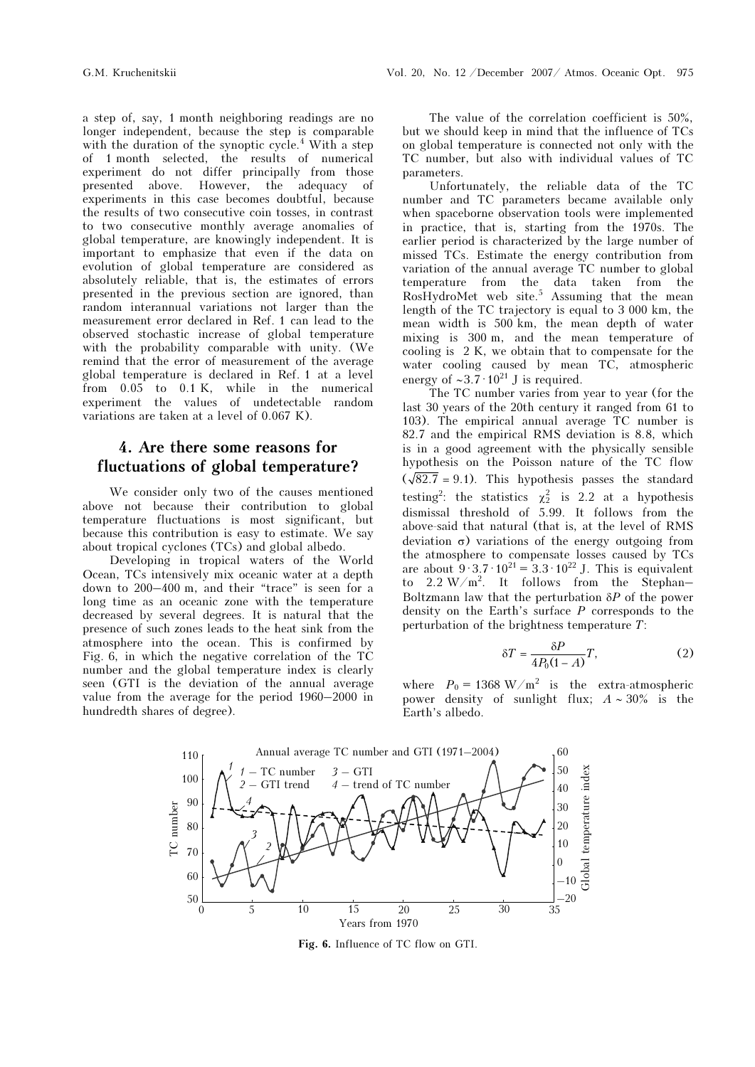a step of, say, 1 month neighboring readings are no longer independent, because the step is comparable with the duration of the synoptic cycle.[4] With a step of 1 month selected, the results of numerical experiment do not differ principally from those presented above. However, the adequacy of experiments in this case becomes doubtful, because the results of two consecutive coin tosses, in contrast to two consecutive monthly average anomalies of global temperature, are knowingly independent. It is important to emphasize that even if the data on evolution of global temperature are considered as absolutely reliable, that is, the estimates of errors presented in the previous section are ignored, than random interannual variations not larger than the measurement error declared in Ref. 1 can lead to the observed stochastic increase of global temperature with the probability comparable with unity. (We remind that the error of measurement of the average global temperature is declared in Ref. 1 at a level from 0.05 to 0.1 K, while in the numerical experiment the values of undetectable random variations are taken at a level of 0.067 K).

## 4. Are there some reasons for fluctuations of global temperature?

We consider only two of the causes mentioned above not because their contribution to global temperature fluctuations is most significant, but because this contribution is easy to estimate. We say about tropical cyclones (TCs) and global albedo.

Developing in tropical waters of the World Ocean, TCs intensively mix oceanic water at a depth down to 200–400 m, and their "trace" is seen for a long time as an oceanic zone with the temperature decreased by several degrees. It is natural that the presence of such zones leads to the heat sink from the atmosphere into the ocean. This is confirmed by Fig. 6, in which the negative correlation of the TC number and the global temperature index is clearly seen (GTI is the deviation of the annual average value from the average for the period 1960–2000 in hundredth shares of degree).

The value of the correlation coefficient is 50%, but we should keep in mind that the influence of TCs on global temperature is connected not only with the TC number, but also with individual values of TC parameters.

Unfortunately, the reliable data of the TC number and TC parameters became available only when spaceborne observation tools were implemented in practice, that is, starting from the 1970s. The earlier period is characterized by the large number of missed TCs. Estimate the energy contribution from variation of the annual average TC number to global temperature from the data taken from the RosHydroMet web site.[5] Assuming that the mean length of the TC trajectory is equal to 3 000 km, the mean width is 500 km, the mean depth of water mixing is 300 m, and the mean temperature of cooling is 2 K, we obtain that to compensate for the water cooling caused by mean TC, atmospheric energy of $\sim 3.7 \cdot 10^{21}$ J is required.

The TC number varies from year to year (for the last 30 years of the 20th century it ranged from 61 to 103). The empirical annual average TC number is 82.7 and the empirical RMS deviation is 8.8, which is in a good agreement with the physically sensible hypothesis on the Poisson nature of the TC flow ($\sqrt{82.7} = 9.1$). This hypothesis passes the standard testing[2]: the statistics $\chi_2^2$ is 2.2 at a hypothesis dismissal threshold of 5.99. It follows from the above-said that natural (that is, at the level of RMS deviation $\sigma$) variations of the energy outgoing from the atmosphere to compensate losses caused by TCs are about $9 \cdot 3.7 \cdot 10^{21} = 3.3 \cdot 10^{22}$ J. This is equivalent to $2.2$ W/m$^2$. It follows from the Stephan–Boltzmann law that the perturbation $\delta P$ of the power density on the Earth's surface $P$ corresponds to the perturbation of the brightness temperature $T$:

$$\delta T = \frac{\delta P}{4P_0(1-A)}T, \tag{2}$$

where $P_0 = 1368$ W/m$^2$ is the extra-atmospheric power density of sunlight flux; $A \sim 30\%$ is the Earth's albedo.

**Fig. 6.** Influence of TC flow on GTI.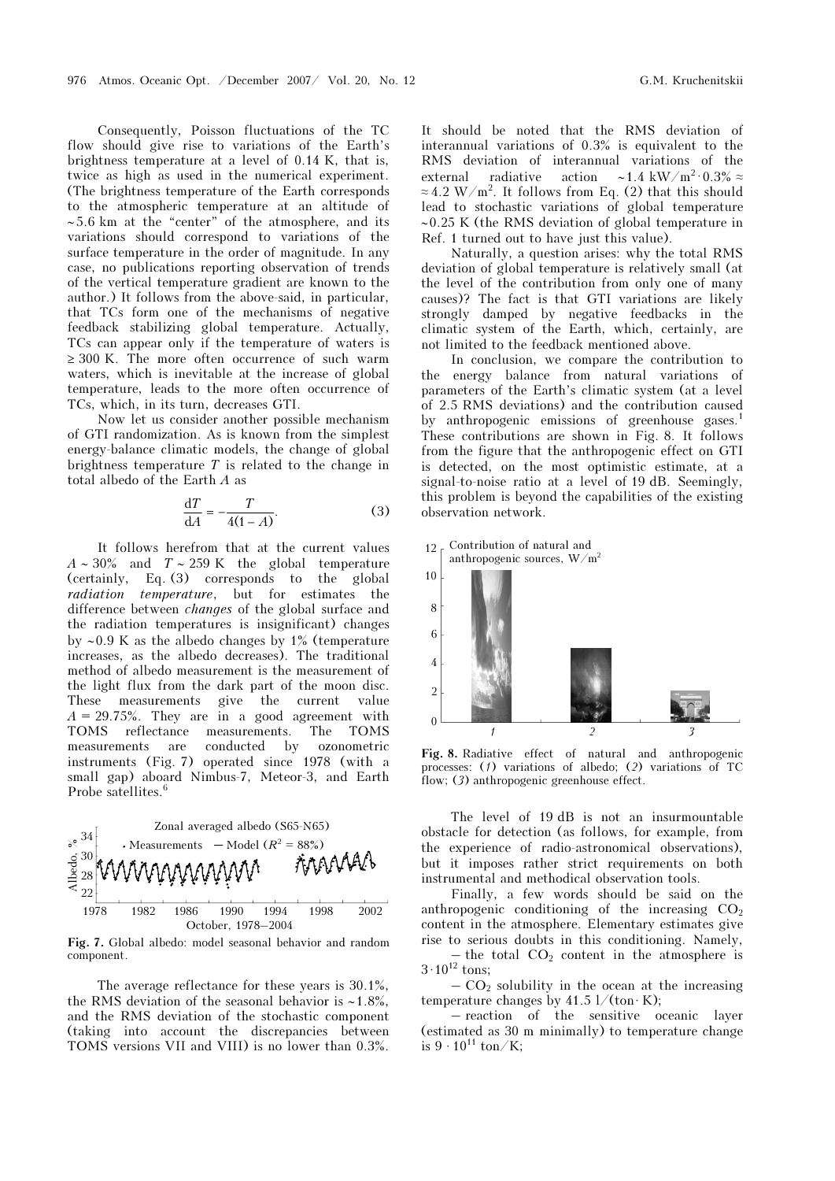Consequently, Poisson fluctuations of the TC flow should give rise to variations of the Earth's brightness temperature at a level of 0.14 K, that is, twice as high as used in the numerical experiment. (The brightness temperature of the Earth corresponds to the atmospheric temperature at an altitude of ~5.6 km at the "center" of the atmosphere, and its variations should correspond to variations of the surface temperature in the order of magnitude. In any case, no publications reporting observation of trends of the vertical temperature gradient are known to the author.) It follows from the above-said, in particular, that TCs form one of the mechanisms of negative feedback stabilizing global temperature. Actually, TCs can appear only if the temperature of waters is ≥ 300 K. The more often occurrence of such warm waters, which is inevitable at the increase of global temperature, leads to the more often occurrence of TCs, which, in its turn, decreases GTI.

Now let us consider another possible mechanism of GTI randomization. As is known from the simplest energy-balance climatic models, the change of global brightness temperature $T$ is related to the change in total albedo of the Earth $A$ as

$$\frac{dT}{dA} = -\frac{T}{4(1-A)}. \tag{3}$$

It follows herefrom that at the current values $A \sim 30\%$ and $T \sim 259$ K the global temperature (certainly, Eq. (3) corresponds to the global *radiation temperature*, but for estimates the difference between *changes* of the global surface and the radiation temperatures is insignificant) changes by ~0.9 K as the albedo changes by 1% (temperature increases, as the albedo decreases). The traditional method of albedo measurement is the measurement of the light flux from the dark part of the moon disc. These measurements give the current value $A = 29.75\%$. They are in a good agreement with TOMS reflectance measurements. The TOMS measurements are conducted by ozonometric instruments (Fig. 7) operated since 1978 (with a small gap) aboard Nimbus-7, Meteor-3, and Earth Probe satellites.[6]

Fig. 7. Global albedo: model seasonal behavior and random component.

The average reflectance for these years is 30.1%, the RMS deviation of the seasonal behavior is ~1.8%, and the RMS deviation of the stochastic component (taking into account the discrepancies between TOMS versions VII and VIII) is no lower than 0.3%. It should be noted that the RMS deviation of interannual variations of 0.3% is equivalent to the RMS deviation of interannual variations of the external radiative action ~1.4 kW/m$^2$·0.3% ≈ ≈ 4.2 W/m$^2$. It follows from Eq. (2) that this should lead to stochastic variations of global temperature ~0.25 K (the RMS deviation of global temperature in Ref. 1 turned out to have just this value).

Naturally, a question arises: why the total RMS deviation of global temperature is relatively small (at the level of the contribution from only one of many causes)? The fact is that GTI variations are likely strongly damped by negative feedbacks in the climatic system of the Earth, which, certainly, are not limited to the feedback mentioned above.

In conclusion, we compare the contribution to the energy balance from natural variations of parameters of the Earth's climatic system (at a level of 2.5 RMS deviations) and the contribution caused by anthropogenic emissions of greenhouse gases.[1] These contributions are shown in Fig. 8. It follows from the figure that the anthropogenic effect on GTI is detected, on the most optimistic estimate, at a signal-to-noise ratio at a level of 19 dB. Seemingly, this problem is beyond the capabilities of the existing observation network.

Fig. 8. Radiative effect of natural and anthropogenic processes: (*1*) variations of albedo; (*2*) variations of TC flow; (*3*) anthropogenic greenhouse effect.

The level of 19 dB is not an insurmountable obstacle for detection (as follows, for example, from the experience of radio-astronomical observations), but it imposes rather strict requirements on both instrumental and methodical observation tools.

Finally, a few words should be said on the anthropogenic conditioning of the increasing $CO_2$ content in the atmosphere. Elementary estimates give rise to serious doubts in this conditioning. Namely,

– the total $CO_2$ content in the atmosphere is $3 \cdot 10^{12}$ tons;

– $CO_2$ solubility in the ocean at the increasing temperature changes by 41.5 l/(ton·K);

– reaction of the sensitive oceanic layer (estimated as 30 m minimally) to temperature change is $9 \cdot 10^{11}$ ton/K;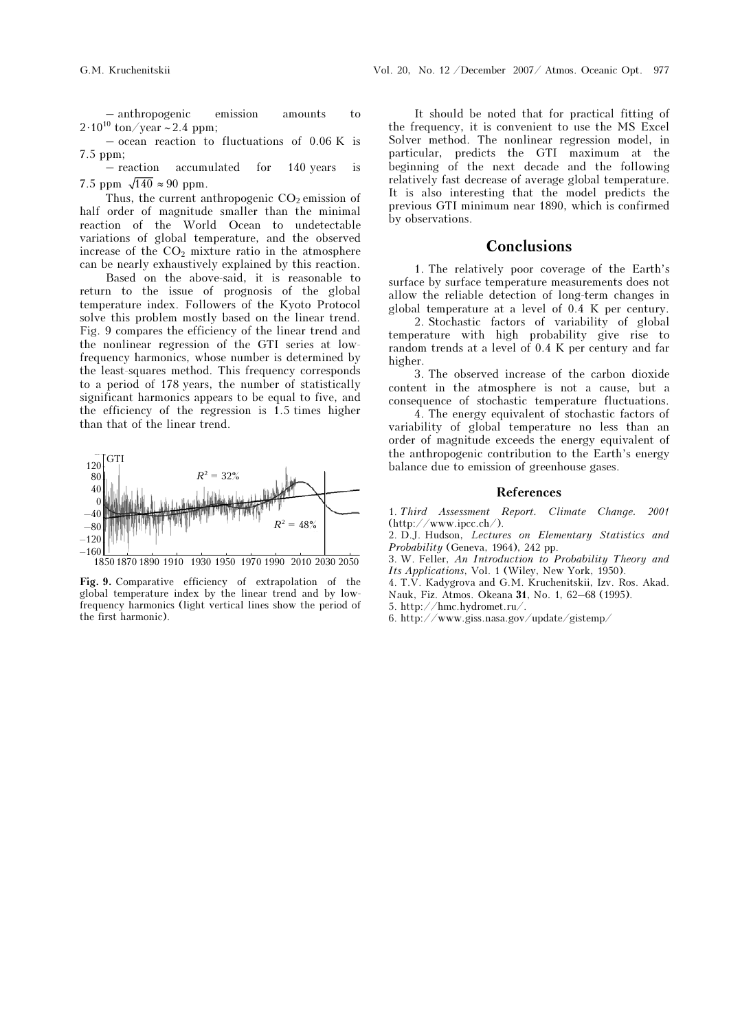– anthropogenic emission amounts to $2 \cdot 10^{10}$ ton/year ~ 2.4 ppm;

– ocean reaction to fluctuations of 0.06 K is 7.5 ppm;

– reaction accumulated for 140 years is 7.5 ppm $\sqrt{140} \approx 90$ ppm.

Thus, the current anthropogenic $CO_2$ emission of half order of magnitude smaller than the minimal reaction of the World Ocean to undetectable variations of global temperature, and the observed increase of the $CO_2$ mixture ratio in the atmosphere can be nearly exhaustively explained by this reaction.

Based on the above-said, it is reasonable to return to the issue of prognosis of the global temperature index. Followers of the Kyoto Protocol solve this problem mostly based on the linear trend. Fig. 9 compares the efficiency of the linear trend and the nonlinear regression of the GTI series at low-frequency harmonics, whose number is determined by the least-squares method. This frequency corresponds to a period of 178 years, the number of statistically significant harmonics appears to be equal to five, and the efficiency of the regression is 1.5 times higher than that of the linear trend.

GTI
120
80
40
0
–40
–80
–120
–160
$R^2$ = 32%
$R^2$ = 48%
1850 1870 1890 1910 1930 1950 1970 1990 2010 2030 2050

**Fig. 9.** Comparative efficiency of extrapolation of the global temperature index by the linear trend and by low-frequency harmonics (light vertical lines show the period of the first harmonic).

It should be noted that for practical fitting of the frequency, it is convenient to use the MS Excel Solver method. The nonlinear regression model, in particular, predicts the GTI maximum at the beginning of the next decade and the following relatively fast decrease of average global temperature. It is also interesting that the model predicts the previous GTI minimum near 1890, which is confirmed by observations.

## Conclusions

1. The relatively poor coverage of the Earth's surface by surface temperature measurements does not allow the reliable detection of long-term changes in global temperature at a level of 0.4 K per century.

2. Stochastic factors of variability of global temperature with high probability give rise to random trends at a level of 0.4 K per century and far higher.

3. The observed increase of the carbon dioxide content in the atmosphere is not a cause, but a consequence of stochastic temperature fluctuations.

4. The energy equivalent of stochastic factors of variability of global temperature no less than an order of magnitude exceeds the energy equivalent of the anthropogenic contribution to the Earth's energy balance due to emission of greenhouse gases.

### References

1. *Third Assessment Report. Climate Change. 2001* (http://www.ipcc.ch/).
2. D.J. Hudson, *Lectures on Elementary Statistics and Probability* (Geneva, 1964), 242 pp.
3. W. Feller, *An Introduction to Probability Theory and Its Applications*, Vol. 1 (Wiley, New York, 1950).
4. T.V. Kadygrova and G.M. Kruchenitskii, Izv. Ros. Akad. Nauk, Fiz. Atmos. Okeana **31**, No. 1, 62–68 (1995).
5. http://hmc.hydromet.ru/.
6. http://www.giss.nasa.gov/update/gistemp/